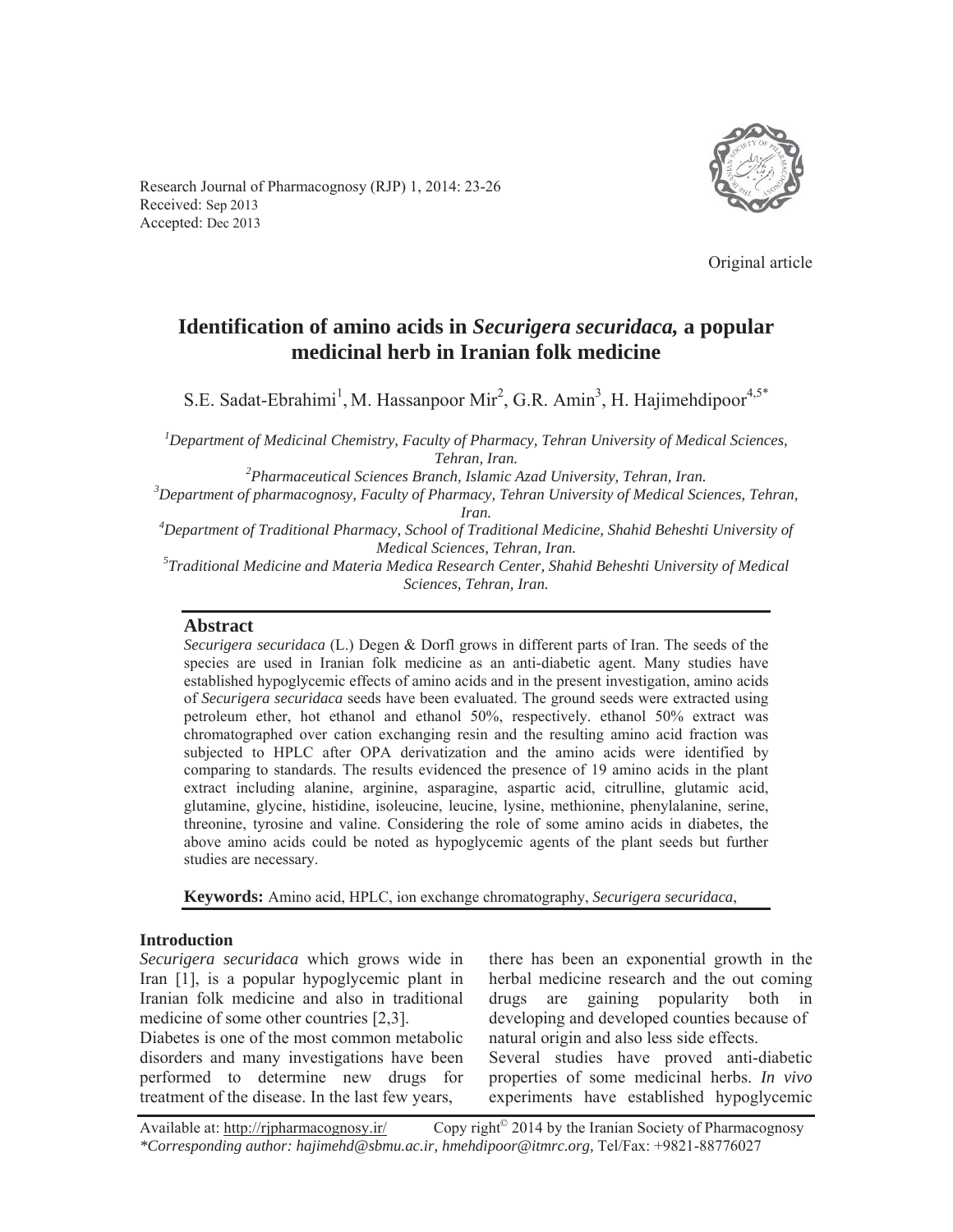Research Journal of Pharmacognosy (RJP) 1, 2014: 23-26
Received: Sep 2013
Accepted: Dec 2013

Original article

# Identification of amino acids in *Securigera securidaca,* a popular medicinal herb in Iranian folk medicine

S.E. Sadat-Ebrahimi[1], M. Hassanpoor Mir[2], G.R. Amin[3], H. Hajimehdipoor[4,5*]

[1]*Department of Medicinal Chemistry, Faculty of Pharmacy, Tehran University of Medical Sciences, Tehran, Iran.*
[2]*Pharmaceutical Sciences Branch, Islamic Azad University, Tehran, Iran.*
[3]*Department of pharmacognosy, Faculty of Pharmacy, Tehran University of Medical Sciences, Tehran, Iran.*
[4]*Department of Traditional Pharmacy, School of Traditional Medicine, Shahid Beheshti University of Medical Sciences, Tehran, Iran.*
[5]*Traditional Medicine and Materia Medica Research Center, Shahid Beheshti University of Medical Sciences, Tehran, Iran.*

## Abstract

*Securigera securidaca* (L.) Degen & Dorfl grows in different parts of Iran. The seeds of the species are used in Iranian folk medicine as an anti-diabetic agent. Many studies have established hypoglycemic effects of amino acids and in the present investigation, amino acids of *Securigera securidaca* seeds have been evaluated. The ground seeds were extracted using petroleum ether, hot ethanol and ethanol 50%, respectively. ethanol 50% extract was chromatographed over cation exchanging resin and the resulting amino acid fraction was subjected to HPLC after OPA derivatization and the amino acids were identified by comparing to standards. The results evidenced the presence of 19 amino acids in the plant extract including alanine, arginine, asparagine, aspartic acid, citrulline, glutamic acid, glutamine, glycine, histidine, isoleucine, leucine, lysine, methionine, phenylalanine, serine, threonine, tyrosine and valine. Considering the role of some amino acids in diabetes, the above amino acids could be noted as hypoglycemic agents of the plant seeds but further studies are necessary.

**Keywords:** Amino acid, HPLC, ion exchange chromatography, *Securigera securidaca*,

## Introduction

*Securigera securidaca* which grows wide in Iran [1], is a popular hypoglycemic plant in Iranian folk medicine and also in traditional medicine of some other countries [2,3].

Diabetes is one of the most common metabolic disorders and many investigations have been performed to determine new drugs for treatment of the disease. In the last few years, there has been an exponential growth in the herbal medicine research and the out coming drugs are gaining popularity both in developing and developed counties because of natural origin and also less side effects.

Several studies have proved anti-diabetic properties of some medicinal herbs. *In vivo* experiments have established hypoglycemic

Available at: http://rjpharmacognosy.ir/ Copy right© 2014 by the Iranian Society of Pharmacognosy
*\*Corresponding author: hajimehd@sbmu.ac.ir, hmehdipoor@itmrc.org,* Tel/Fax: +9821-88776027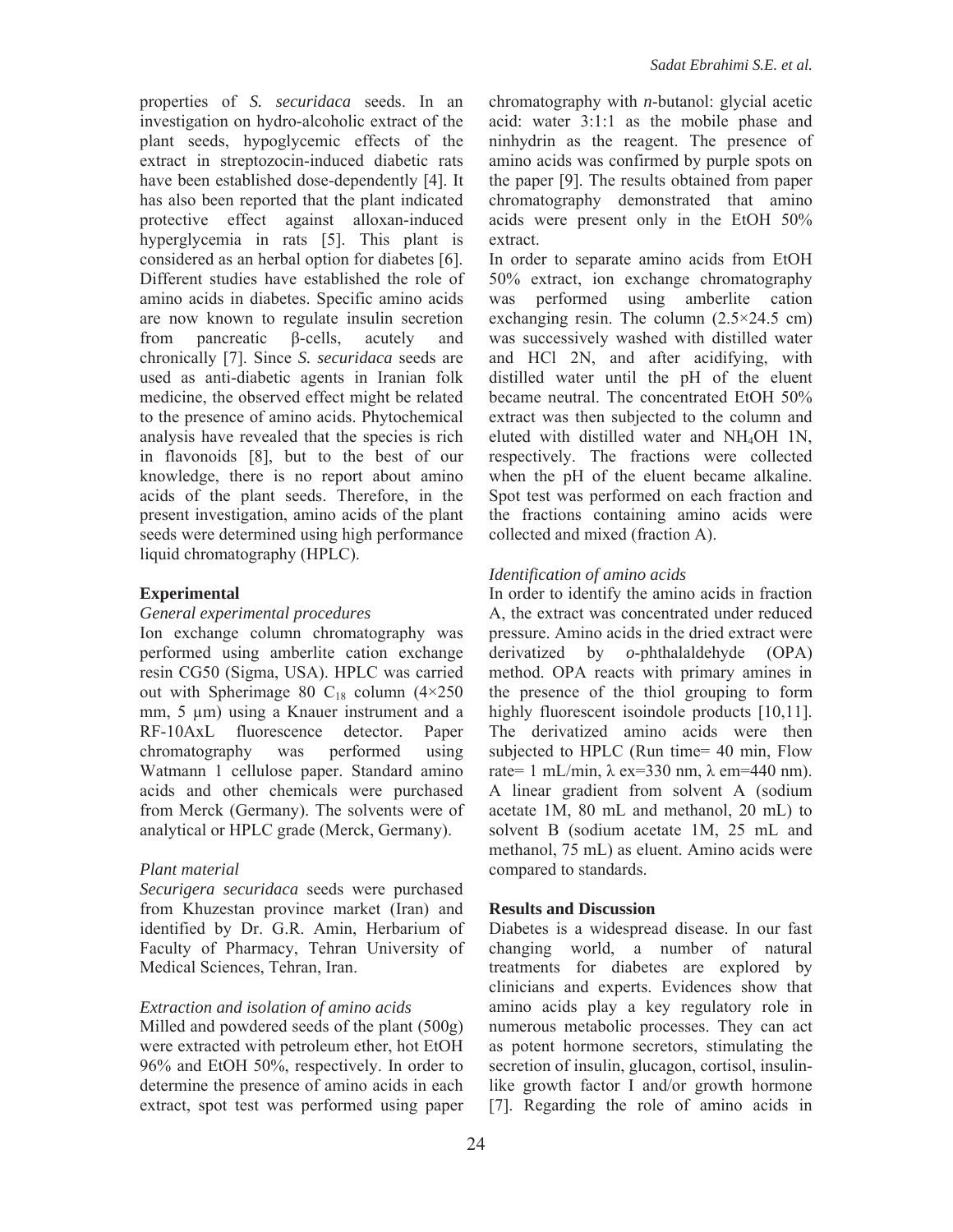properties of *S. securidaca* seeds. In an investigation on hydro-alcoholic extract of the plant seeds, hypoglycemic effects of the extract in streptozocin-induced diabetic rats have been established dose-dependently [4]. It has also been reported that the plant indicated protective effect against alloxan-induced hyperglycemia in rats [5]. This plant is considered as an herbal option for diabetes [6]. Different studies have established the role of amino acids in diabetes. Specific amino acids are now known to regulate insulin secretion from pancreatic β-cells, acutely and chronically [7]. Since *S. securidaca* seeds are used as anti-diabetic agents in Iranian folk medicine, the observed effect might be related to the presence of amino acids. Phytochemical analysis have revealed that the species is rich in flavonoids [8], but to the best of our knowledge, there is no report about amino acids of the plant seeds. Therefore, in the present investigation, amino acids of the plant seeds were determined using high performance liquid chromatography (HPLC).

## Experimental

### *General experimental procedures*

Ion exchange column chromatography was performed using amberlite cation exchange resin CG50 (Sigma, USA). HPLC was carried out with Spherimage 80 $C_{18}$ column (4×250 mm, 5 µm) using a Knauer instrument and a RF-10AxL fluorescence detector. Paper chromatography was performed using Watmann 1 cellulose paper. Standard amino acids and other chemicals were purchased from Merck (Germany). The solvents were of analytical or HPLC grade (Merck, Germany).

### *Plant material*

*Securigera securidaca* seeds were purchased from Khuzestan province market (Iran) and identified by Dr. G.R. Amin, Herbarium of Faculty of Pharmacy, Tehran University of Medical Sciences, Tehran, Iran.

### *Extraction and isolation of amino acids*

Milled and powdered seeds of the plant (500g) were extracted with petroleum ether, hot EtOH 96% and EtOH 50%, respectively. In order to determine the presence of amino acids in each extract, spot test was performed using paper chromatography with *n*-butanol: glycial acetic acid: water 3:1:1 as the mobile phase and ninhydrin as the reagent. The presence of amino acids was confirmed by purple spots on the paper [9]. The results obtained from paper chromatography demonstrated that amino acids were present only in the EtOH 50% extract.

In order to separate amino acids from EtOH 50% extract, ion exchange chromatography was performed using amberlite cation exchanging resin. The column (2.5×24.5 cm) was successively washed with distilled water and HCl 2N, and after acidifying, with distilled water until the pH of the eluent became neutral. The concentrated EtOH 50% extract was then subjected to the column and eluted with distilled water and $NH_4OH$ 1N, respectively. The fractions were collected when the pH of the eluent became alkaline. Spot test was performed on each fraction and the fractions containing amino acids were collected and mixed (fraction A).

### *Identification of amino acids*

In order to identify the amino acids in fraction A, the extract was concentrated under reduced pressure. Amino acids in the dried extract were derivatized by *o*-phthalaldehyde (OPA) method. OPA reacts with primary amines in the presence of the thiol grouping to form highly fluorescent isoindole products [10,11]. The derivatized amino acids were then subjected to HPLC (Run time= 40 min, Flow rate= 1 mL/min, λ ex=330 nm, λ em=440 nm). A linear gradient from solvent A (sodium acetate 1M, 80 mL and methanol, 20 mL) to solvent B (sodium acetate 1M, 25 mL and methanol, 75 mL) as eluent. Amino acids were compared to standards.

## Results and Discussion

Diabetes is a widespread disease. In our fast changing world, a number of natural treatments for diabetes are explored by clinicians and experts. Evidences show that amino acids play a key regulatory role in numerous metabolic processes. They can act as potent hormone secretors, stimulating the secretion of insulin, glucagon, cortisol, insulin-like growth factor I and/or growth hormone [7]. Regarding the role of amino acids in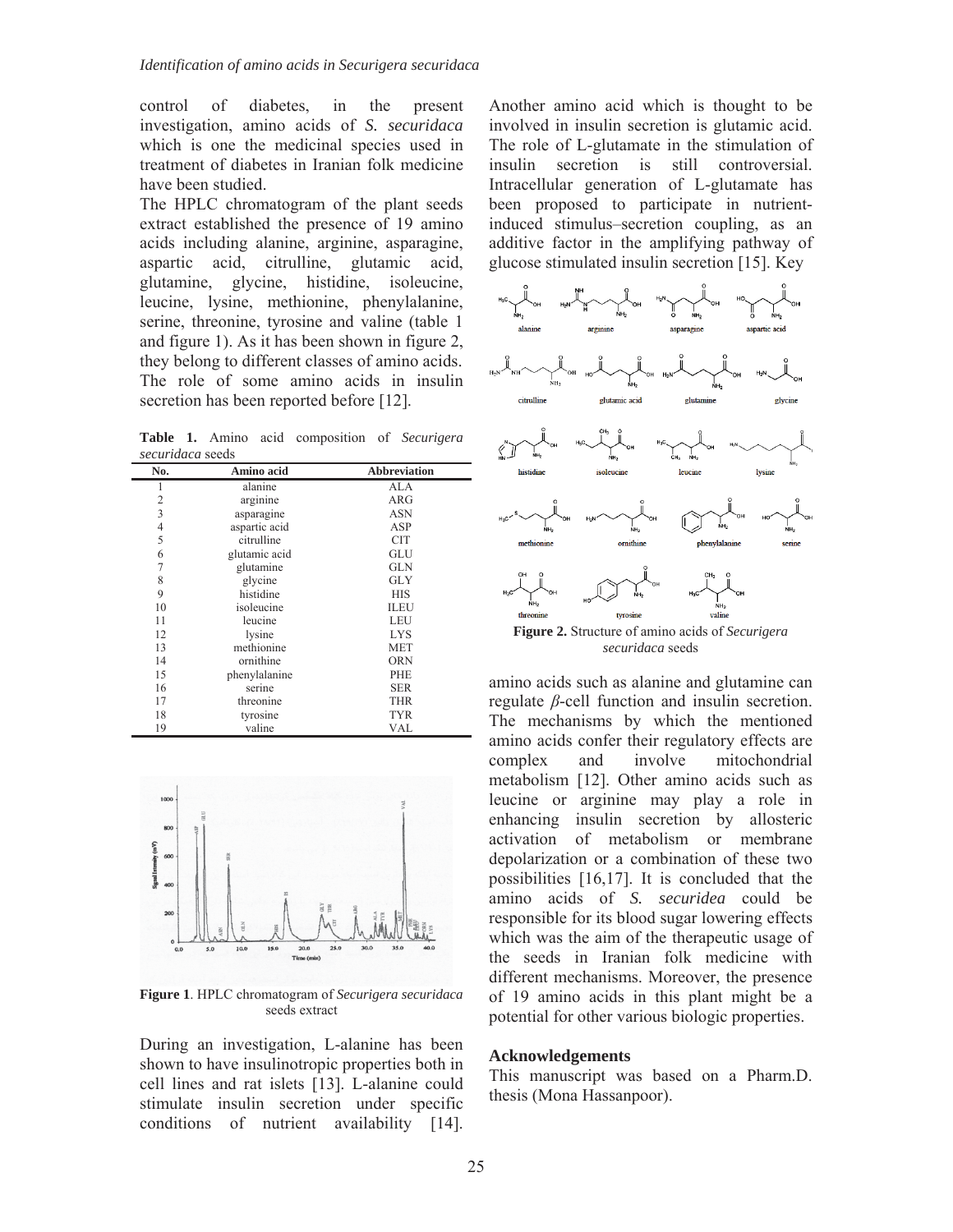control of diabetes, in the present investigation, amino acids of *S. securidaca* which is one the medicinal species used in treatment of diabetes in Iranian folk medicine have been studied.

The HPLC chromatogram of the plant seeds extract established the presence of 19 amino acids including alanine, arginine, asparagine, aspartic acid, citrulline, glutamic acid, glutamine, glycine, histidine, isoleucine, leucine, lysine, methionine, phenylalanine, serine, threonine, tyrosine and valine (table 1 and figure 1). As it has been shown in figure 2, they belong to different classes of amino acids. The role of some amino acids in insulin secretion has been reported before [12].

**Table 1.** Amino acid composition of *Securigera securidaca* seeds

| No. | Amino acid | Abbreviation |
|---|---|---|
| 1 | alanine | ALA |
| 2 | arginine | ARG |
| 3 | asparagine | ASN |
| 4 | aspartic acid | ASP |
| 5 | citrulline | CIT |
| 6 | glutamic acid | GLU |
| 7 | glutamine | GLN |
| 8 | glycine | GLY |
| 9 | histidine | HIS |
| 10 | isoleucine | ILEU |
| 11 | leucine | LEU |
| 12 | lysine | LYS |
| 13 | methionine | MET |
| 14 | ornithine | ORN |
| 15 | phenylalanine | PHE |
| 16 | serine | SER |
| 17 | threonine | THR |
| 18 | tyrosine | TYR |
| 19 | valine | VAL |

**Figure 1**. HPLC chromatogram of *Securigera securidaca* seeds extract

During an investigation, L-alanine has been shown to have insulinotropic properties both in cell lines and rat islets [13]. L-alanine could stimulate insulin secretion under specific conditions of nutrient availability [14]. Another amino acid which is thought to be involved in insulin secretion is glutamic acid. The role of L-glutamate in the stimulation of insulin secretion is still controversial. Intracellular generation of L-glutamate has been proposed to participate in nutrient-induced stimulus–secretion coupling, as an additive factor in the amplifying pathway of glucose stimulated insulin secretion [15]. Key amino acids such as alanine and glutamine can regulate *β*-cell function and insulin secretion. The mechanisms by which the mentioned amino acids confer their regulatory effects are complex and involve mitochondrial metabolism [12]. Other amino acids such as leucine or arginine may play a role in enhancing insulin secretion by allosteric activation of metabolism or membrane depolarization or a combination of these two possibilities [16,17]. It is concluded that the amino acids of *S. securidea* could be responsible for its blood sugar lowering effects which was the aim of the therapeutic usage of the seeds in Iranian folk medicine with different mechanisms. Moreover, the presence of 19 amino acids in this plant might be a potential for other various biologic properties.

**Figure 2.** Structure of amino acids of *Securigera securidaca* seeds

## Acknowledgements

This manuscript was based on a Pharm.D. thesis (Mona Hassanpoor).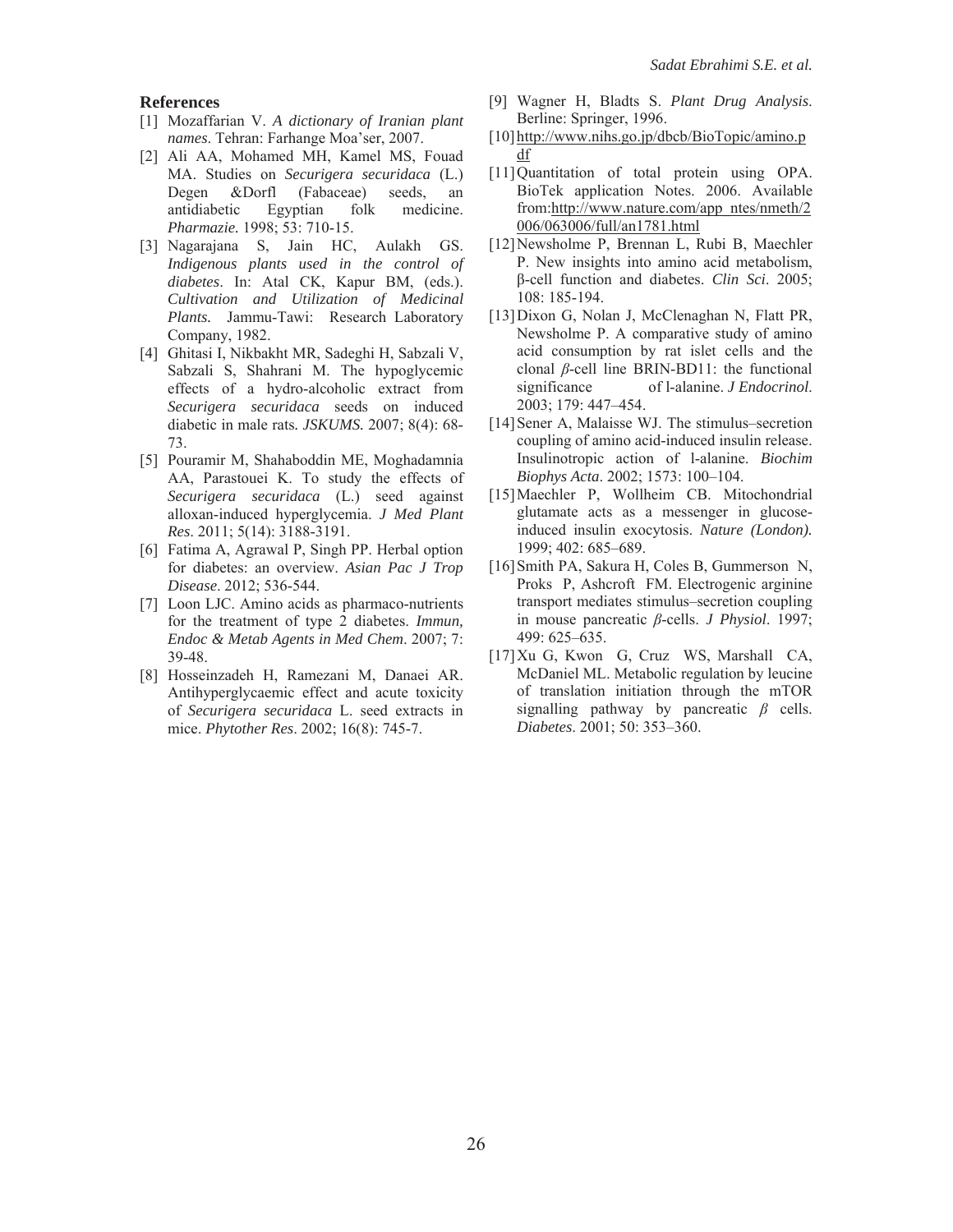## References

[1] Mozaffarian V. *A dictionary of Iranian plant names*. Tehran: Farhange Moa'ser, 2007.

[2] Ali AA, Mohamed MH, Kamel MS, Fouad MA. Studies on *Securigera securidaca* (L.) Degen &Dorfl (Fabaceae) seeds, an antidiabetic Egyptian folk medicine. *Pharmazie.* 1998; 53: 710-15.

[3] Nagarajana S, Jain HC, Aulakh GS. *Indigenous plants used in the control of diabetes*. In: Atal CK, Kapur BM, (eds.). *Cultivation and Utilization of Medicinal Plants.* Jammu-Tawi: Research Laboratory Company, 1982.

[4] Ghitasi I, Nikbakht MR, Sadeghi H, Sabzali V, Sabzali S, Shahrani M. The hypoglycemic effects of a hydro-alcoholic extract from *Securigera securidaca* seeds on induced diabetic in male rats. *JSKUMS.* 2007; 8(4): 68-73.

[5] Pouramir M, Shahaboddin ME, Moghadamnia AA, Parastouei K. To study the effects of *Securigera securidaca* (L.) seed against alloxan-induced hyperglycemia. *J Med Plant Res*. 2011; 5(14): 3188-3191.

[6] Fatima A, Agrawal P, Singh PP. Herbal option for diabetes: an overview. *Asian Pac J Trop Disease*. 2012; 536-544.

[7] Loon LJC. Amino acids as pharmaco-nutrients for the treatment of type 2 diabetes. *Immun, Endoc & Metab Agents in Med Chem*. 2007; 7: 39-48.

[8] Hosseinzadeh H, Ramezani M, Danaei AR. Antihyperglycaemic effect and acute toxicity of *Securigera securidaca* L. seed extracts in mice. *Phytother Res*. 2002; 16(8): 745-7.

[9] Wagner H, Bladts S. *Plant Drug Analysis*. Berline: Springer, 1996.

[10] http://www.nihs.go.jp/dbcb/BioTopic/amino.pdf

[11] Quantitation of total protein using OPA. BioTek application Notes. 2006. Available from:http://www.nature.com/app ntes/nmeth/2006/063006/full/an1781.html

[12] Newsholme P, Brennan L, Rubi B, Maechler P. New insights into amino acid metabolism, β-cell function and diabetes. *Clin Sci*. 2005; 108: 185-194.

[13] Dixon G, Nolan J, McClenaghan N, Flatt PR, Newsholme P. A comparative study of amino acid consumption by rat islet cells and the clonal *β*-cell line BRIN-BD11: the functional significance of l-alanine. *J Endocrinol*. 2003; 179: 447–454.

[14] Sener A, Malaisse WJ. The stimulus–secretion coupling of amino acid-induced insulin release. Insulinotropic action of l-alanine. *Biochim Biophys Acta*. 2002; 1573: 100–104.

[15] Maechler P, Wollheim CB. Mitochondrial glutamate acts as a messenger in glucose-induced insulin exocytosis. *Nature (London).* 1999; 402: 685–689.

[16] Smith PA, Sakura H, Coles B, Gummerson N, Proks P, Ashcroft FM. Electrogenic arginine transport mediates stimulus–secretion coupling in mouse pancreatic *β*-cells. *J Physiol*. 1997; 499: 625–635.

[17] Xu G, Kwon G, Cruz WS, Marshall CA, McDaniel ML. Metabolic regulation by leucine of translation initiation through the mTOR signalling pathway by pancreatic *β* cells. *Diabetes*. 2001; 50: 353–360.